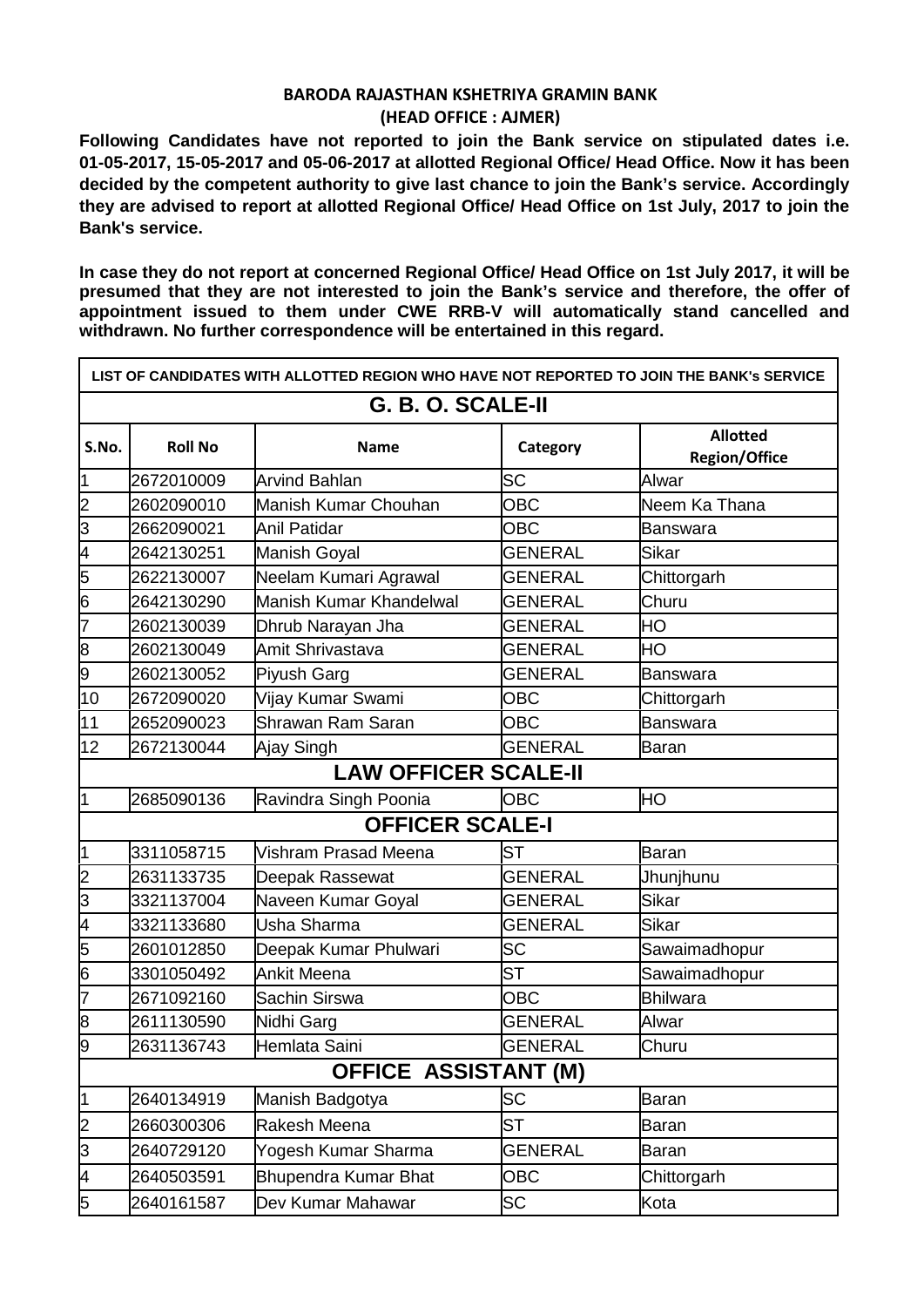**BARODA RAJASTHAN KSHETRIYA GRAMIN BANK**
**(HEAD OFFICE : AJMER)**

**Following Candidates have not reported to join the Bank service on stipulated dates i.e. 01-05-2017, 15-05-2017 and 05-06-2017 at allotted Regional Office/ Head Office. Now it has been decided by the competent authority to give last chance to join the Bank's service. Accordingly they are advised to report at allotted Regional Office/ Head Office on 1st July, 2017 to join the Bank's service.**

**In case they do not report at concerned Regional Office/ Head Office on 1st July 2017, it will be presumed that they are not interested to join the Bank's service and therefore, the offer of appointment issued to them under CWE RRB-V will automatically stand cancelled and withdrawn. No further correspondence will be entertained in this regard.**

| LIST OF CANDIDATES WITH ALLOTTED REGION WHO HAVE NOT REPORTED TO JOIN THE BANK's SERVICE | | | | |
|---|---|---|---|---|
| **G. B. O. SCALE-II** | | | | |
| **S.No.** | **Roll No** | **Name** | **Category** | **Allotted Region/Office** |
| 1 | 2672010009 | Arvind Bahlan | SC | Alwar |
| 2 | 2602090010 | Manish Kumar Chouhan | OBC | Neem Ka Thana |
| 3 | 2662090021 | Anil Patidar | OBC | Banswara |
| 4 | 2642130251 | Manish Goyal | GENERAL | Sikar |
| 5 | 2622130007 | Neelam Kumari Agrawal | GENERAL | Chittorgarh |
| 6 | 2642130290 | Manish Kumar Khandelwal | GENERAL | Churu |
| 7 | 2602130039 | Dhrub Narayan Jha | GENERAL | HO |
| 8 | 2602130049 | Amit Shrivastava | GENERAL | HO |
| 9 | 2602130052 | Piyush Garg | GENERAL | Banswara |
| 10 | 2672090020 | Vijay Kumar Swami | OBC | Chittorgarh |
| 11 | 2652090023 | Shrawan Ram Saran | OBC | Banswara |
| 12 | 2672130044 | Ajay Singh | GENERAL | Baran |
| **LAW OFFICER SCALE-II** | | | | |
| 1 | 2685090136 | Ravindra Singh Poonia | OBC | HO |
| **OFFICER SCALE-I** | | | | |
| 1 | 3311058715 | Vishram Prasad Meena | ST | Baran |
| 2 | 2631133735 | Deepak Rassewat | GENERAL | Jhunjhunu |
| 3 | 3321137004 | Naveen Kumar Goyal | GENERAL | Sikar |
| 4 | 3321133680 | Usha Sharma | GENERAL | Sikar |
| 5 | 2601012850 | Deepak Kumar Phulwari | SC | Sawaimadhopur |
| 6 | 3301050492 | Ankit Meena | ST | Sawaimadhopur |
| 7 | 2671092160 | Sachin Sirswa | OBC | Bhilwara |
| 8 | 2611130590 | Nidhi Garg | GENERAL | Alwar |
| 9 | 2631136743 | Hemlata Saini | GENERAL | Churu |
| **OFFICE ASSISTANT (M)** | | | | |
| 1 | 2640134919 | Manish Badgotya | SC | Baran |
| 2 | 2660300306 | Rakesh Meena | ST | Baran |
| 3 | 2640729120 | Yogesh Kumar Sharma | GENERAL | Baran |
| 4 | 2640503591 | Bhupendra Kumar Bhat | OBC | Chittorgarh |
| 5 | 2640161587 | Dev Kumar Mahawar | SC | Kota |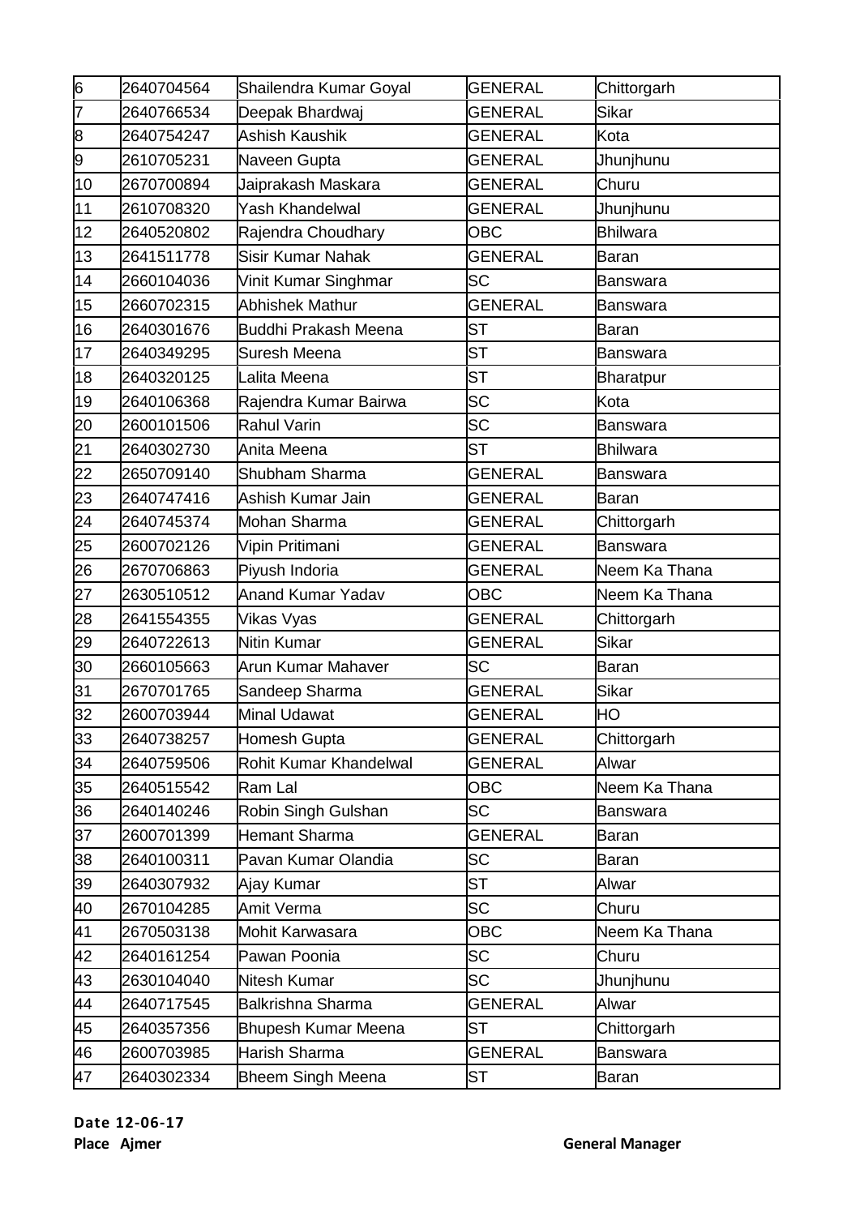| | | | | |
|---|---|---|---|---|
| 6 | 2640704564 | Shailendra Kumar Goyal | GENERAL | Chittorgarh |
| 7 | 2640766534 | Deepak Bhardwaj | GENERAL | Sikar |
| 8 | 2640754247 | Ashish Kaushik | GENERAL | Kota |
| 9 | 2610705231 | Naveen Gupta | GENERAL | Jhunjhunu |
| 10 | 2670700894 | Jaiprakash Maskara | GENERAL | Churu |
| 11 | 2610708320 | Yash Khandelwal | GENERAL | Jhunjhunu |
| 12 | 2640520802 | Rajendra Choudhary | OBC | Bhilwara |
| 13 | 2641511778 | Sisir Kumar Nahak | GENERAL | Baran |
| 14 | 2660104036 | Vinit Kumar Singhmar | SC | Banswara |
| 15 | 2660702315 | Abhishek Mathur | GENERAL | Banswara |
| 16 | 2640301676 | Buddhi Prakash Meena | ST | Baran |
| 17 | 2640349295 | Suresh Meena | ST | Banswara |
| 18 | 2640320125 | Lalita Meena | ST | Bharatpur |
| 19 | 2640106368 | Rajendra Kumar Bairwa | SC | Kota |
| 20 | 2600101506 | Rahul Varin | SC | Banswara |
| 21 | 2640302730 | Anita Meena | ST | Bhilwara |
| 22 | 2650709140 | Shubham Sharma | GENERAL | Banswara |
| 23 | 2640747416 | Ashish Kumar Jain | GENERAL | Baran |
| 24 | 2640745374 | Mohan Sharma | GENERAL | Chittorgarh |
| 25 | 2600702126 | Vipin Pritimani | GENERAL | Banswara |
| 26 | 2670706863 | Piyush Indoria | GENERAL | Neem Ka Thana |
| 27 | 2630510512 | Anand Kumar Yadav | OBC | Neem Ka Thana |
| 28 | 2641554355 | Vikas Vyas | GENERAL | Chittorgarh |
| 29 | 2640722613 | Nitin Kumar | GENERAL | Sikar |
| 30 | 2660105663 | Arun Kumar Mahaver | SC | Baran |
| 31 | 2670701765 | Sandeep Sharma | GENERAL | Sikar |
| 32 | 2600703944 | Minal Udawat | GENERAL | HO |
| 33 | 2640738257 | Homesh Gupta | GENERAL | Chittorgarh |
| 34 | 2640759506 | Rohit Kumar Khandelwal | GENERAL | Alwar |
| 35 | 2640515542 | Ram Lal | OBC | Neem Ka Thana |
| 36 | 2640140246 | Robin Singh Gulshan | SC | Banswara |
| 37 | 2600701399 | Hemant Sharma | GENERAL | Baran |
| 38 | 2640100311 | Pavan Kumar Olandia | SC | Baran |
| 39 | 2640307932 | Ajay Kumar | ST | Alwar |
| 40 | 2670104285 | Amit Verma | SC | Churu |
| 41 | 2670503138 | Mohit Karwasara | OBC | Neem Ka Thana |
| 42 | 2640161254 | Pawan Poonia | SC | Churu |
| 43 | 2630104040 | Nitesh Kumar | SC | Jhunjhunu |
| 44 | 2640717545 | Balkrishna Sharma | GENERAL | Alwar |
| 45 | 2640357356 | Bhupesh Kumar Meena | ST | Chittorgarh |
| 46 | 2600703985 | Harish Sharma | GENERAL | Banswara |
| 47 | 2640302334 | Bheem Singh Meena | ST | Baran |

**Date 12-06-17**

**Place Ajmer**

**General Manager**